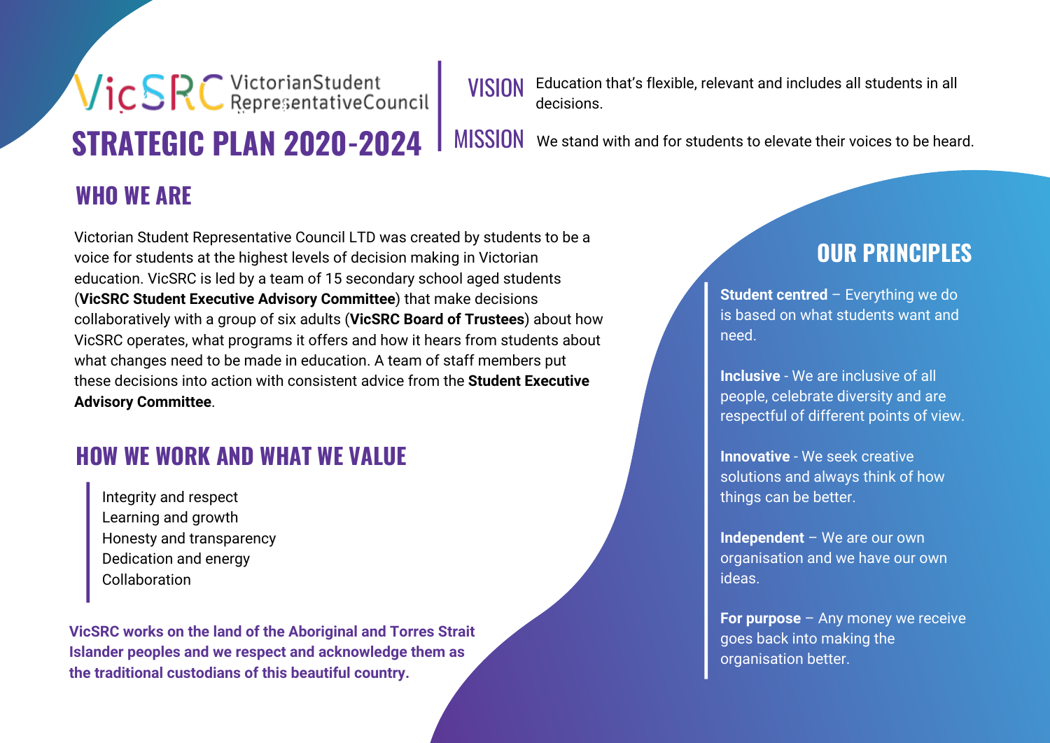# VicSRC Victorian Student Representative Council

# STRATEGIC PLAN 2020-2024

**VISION** Education that's flexible, relevant and includes all students in all decisions.

**MISSION** We stand with and for students to elevate their voices to be heard.

## WHO WE ARE

Victorian Student Representative Council LTD was created by students to be a voice for students at the highest levels of decision making in Victorian education. VicSRC is led by a team of 15 secondary school aged students (**VicSRC Student Executive Advisory Committee**) that make decisions collaboratively with a group of six adults (**VicSRC Board of Trustees**) about how VicSRC operates, what programs it offers and how it hears from students about what changes need to be made in education. A team of staff members put these decisions into action with consistent advice from the **Student Executive Advisory Committee**.

## HOW WE WORK AND WHAT WE VALUE

- Integrity and respect
- Learning and growth
- Honesty and transparency
- Dedication and energy
- Collaboration

**VicSRC works on the land of the Aboriginal and Torres Strait Islander peoples and we respect and acknowledge them as the traditional custodians of this beautiful country.**

## OUR PRINCIPLES

**Student centred** – Everything we do is based on what students want and need.

**Inclusive** - We are inclusive of all people, celebrate diversity and are respectful of different points of view.

**Innovative** - We seek creative solutions and always think of how things can be better.

**Independent** – We are our own organisation and we have our own ideas.

**For purpose** – Any money we receive goes back into making the organisation better.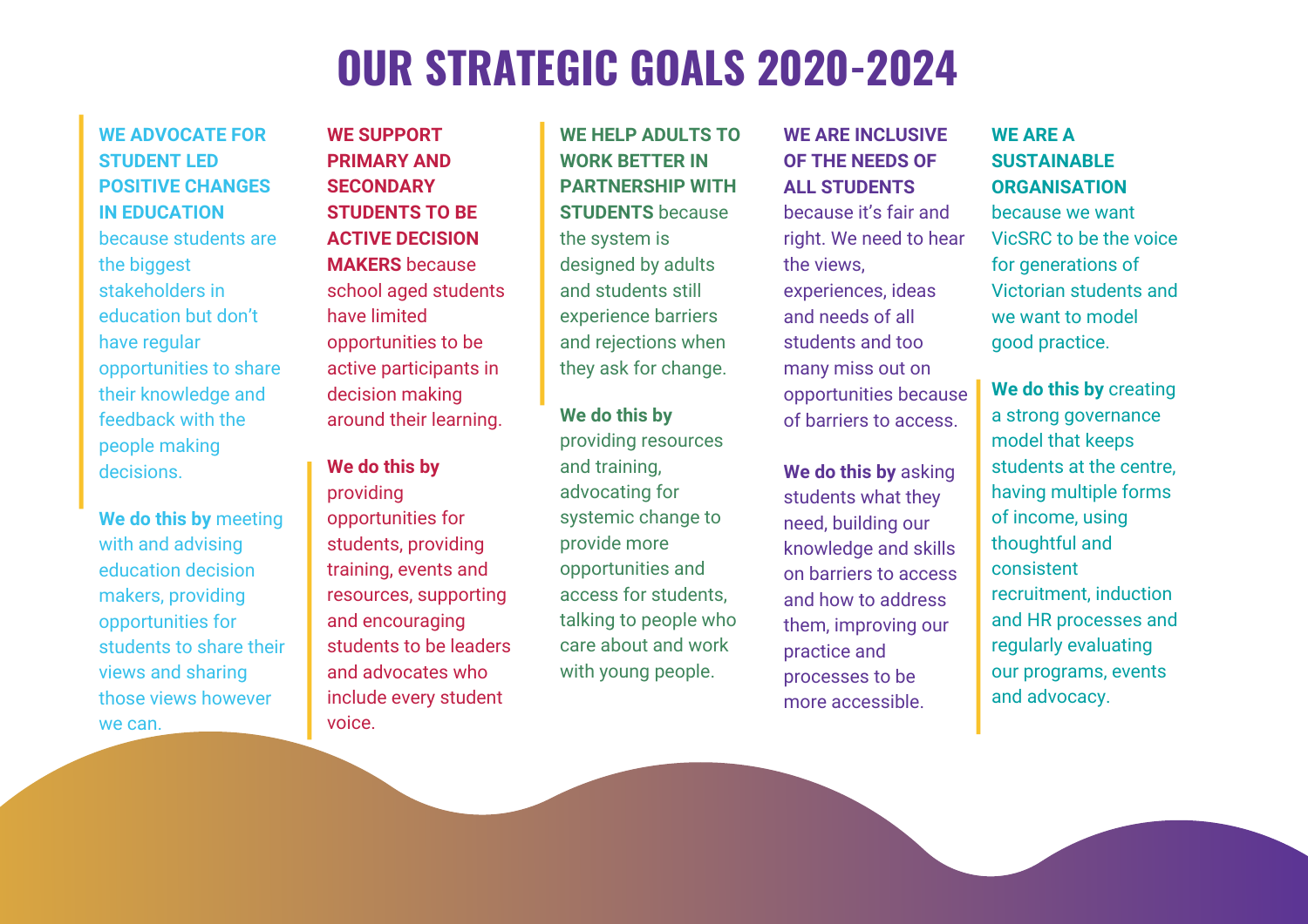# OUR STRATEGIC GOALS 2020-2024

**WE ADVOCATE FOR STUDENT LED POSITIVE CHANGES IN EDUCATION** because students are the biggest stakeholders in education but don't have regular opportunities to share their knowledge and feedback with the people making decisions.

**We do this by** meeting with and advising education decision makers, providing opportunities for students to share their views and sharing those views however we can.

**WE SUPPORT PRIMARY AND SECONDARY STUDENTS TO BE ACTIVE DECISION MAKERS** because school aged students have limited opportunities to be active participants in decision making around their learning.

**We do this by** providing opportunities for students, providing training, events and resources, supporting and encouraging students to be leaders and advocates who include every student voice.

**WE HELP ADULTS TO WORK BETTER IN PARTNERSHIP WITH STUDENTS** because the system is designed by adults and students still experience barriers and rejections when they ask for change.

**We do this by** providing resources and training, advocating for systemic change to provide more opportunities and access for students, talking to people who care about and work with young people.

**WE ARE INCLUSIVE OF THE NEEDS OF ALL STUDENTS** because it's fair and right. We need to hear the views, experiences, ideas and needs of all students and too many miss out on opportunities because of barriers to access.

**We do this by** asking students what they need, building our knowledge and skills on barriers to access and how to address them, improving our practice and processes to be more accessible.

**WE ARE A SUSTAINABLE ORGANISATION** because we want VicSRC to be the voice for generations of Victorian students and we want to model good practice.

**We do this by** creating a strong governance model that keeps students at the centre, having multiple forms of income, using thoughtful and consistent recruitment, induction and HR processes and regularly evaluating our programs, events and advocacy.